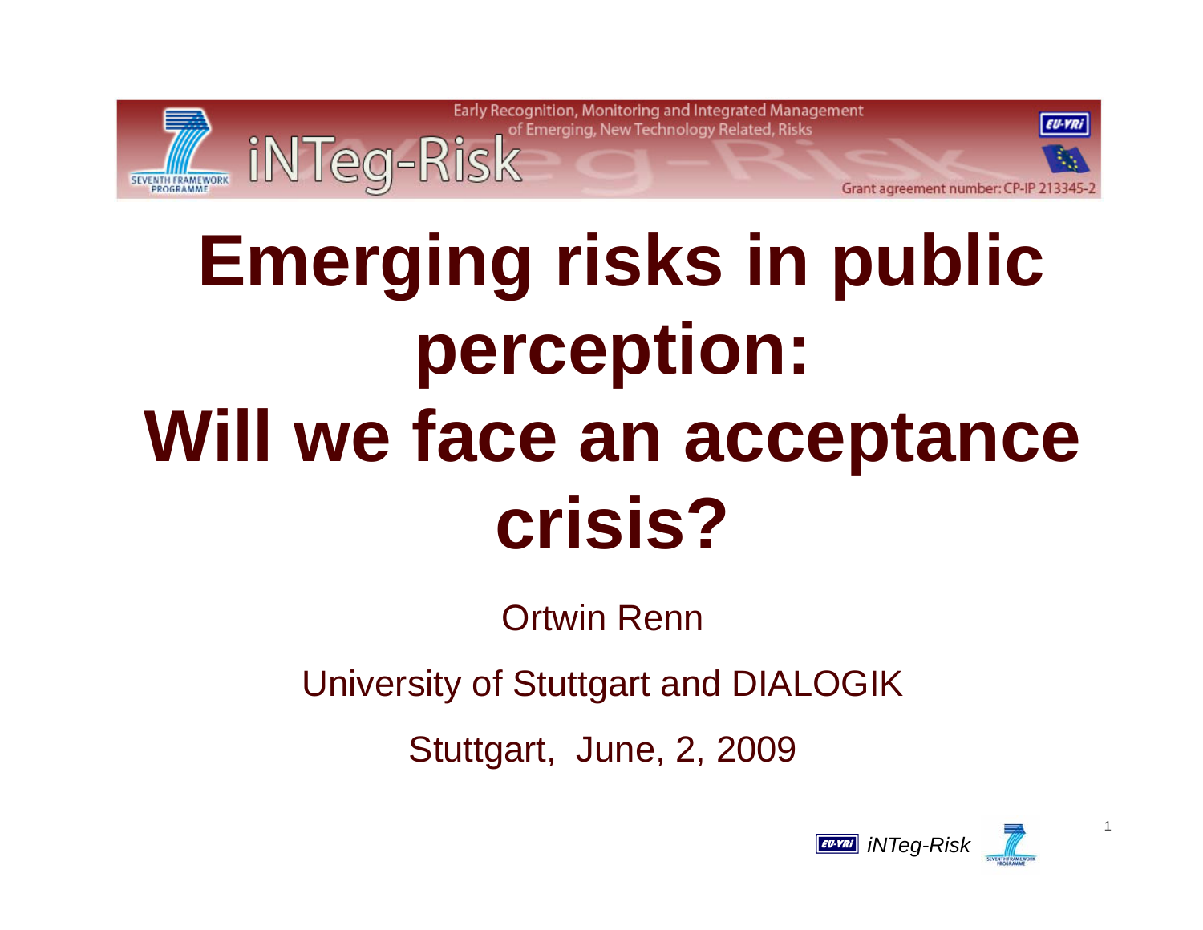Early Recognition, Monitoring and Integrated Management of Emerging, New Technology Related, Risks

iNTeg-Risk

Grant agreement number: CP-IP 213345-2

# Emerging risks in public perception: Will we face an acceptance crisis?

Ortwin Renn

University of Stuttgart and DIALOGIK

Stuttgart, June, 2, 2009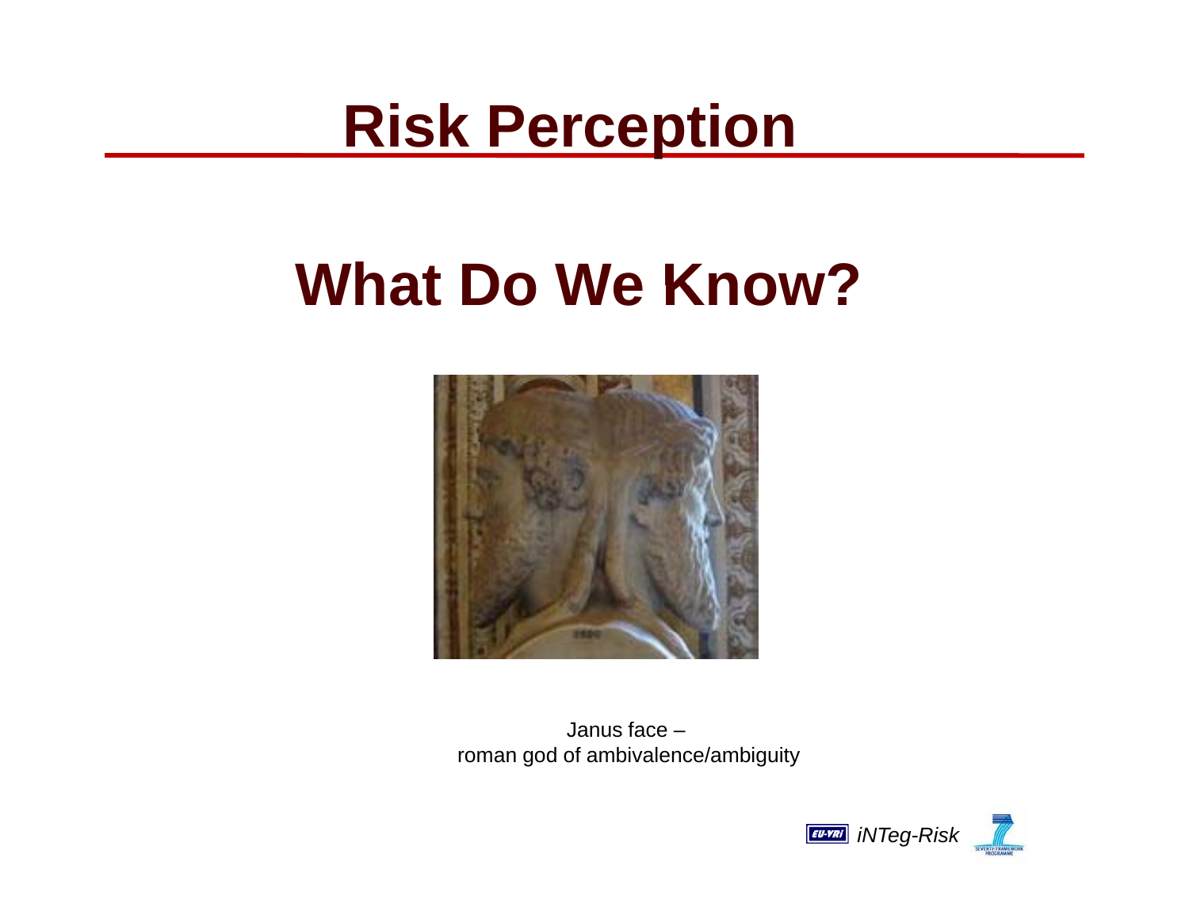# Risk Perception

## What Do We Know?

Janus face –
roman god of ambivalence/ambiguity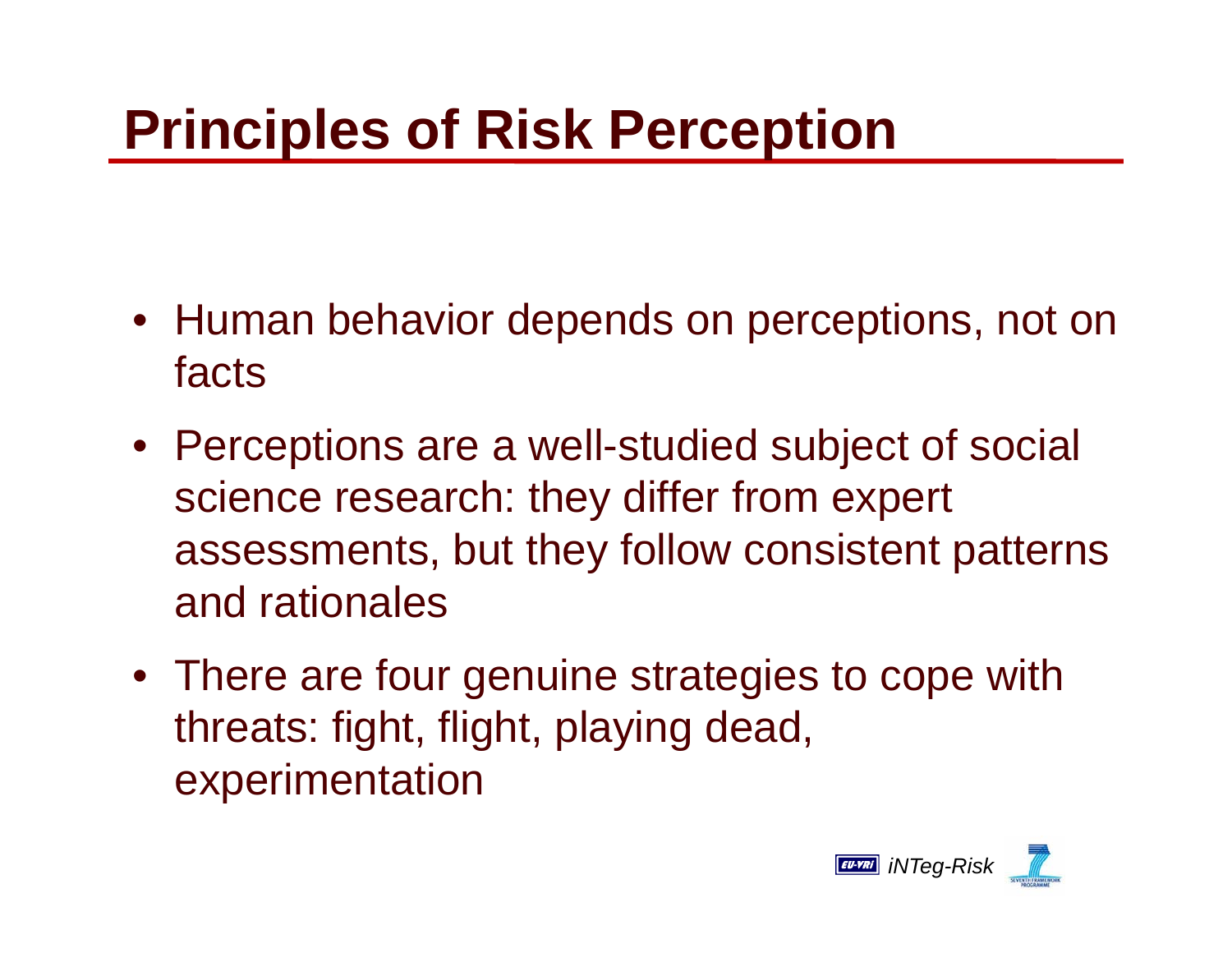# Principles of Risk Perception

- Human behavior depends on perceptions, not on facts
- Perceptions are a well-studied subject of social science research: they differ from expert assessments, but they follow consistent patterns and rationales
- There are four genuine strategies to cope with threats: fight, flight, playing dead, experimentation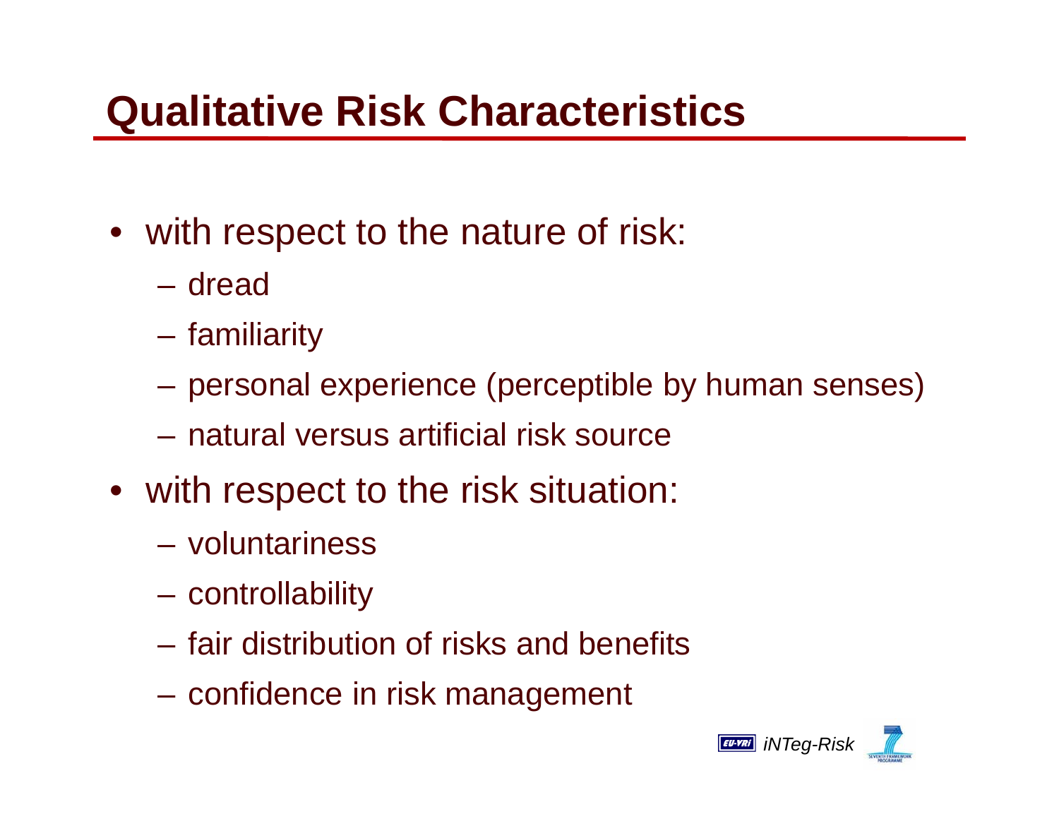# Qualitative Risk Characteristics

- with respect to the nature of risk:
  - dread
  - familiarity
  - personal experience (perceptible by human senses)
  - natural versus artificial risk source
- with respect to the risk situation:
  - voluntariness
  - controllability
  - fair distribution of risks and benefits
  - confidence in risk management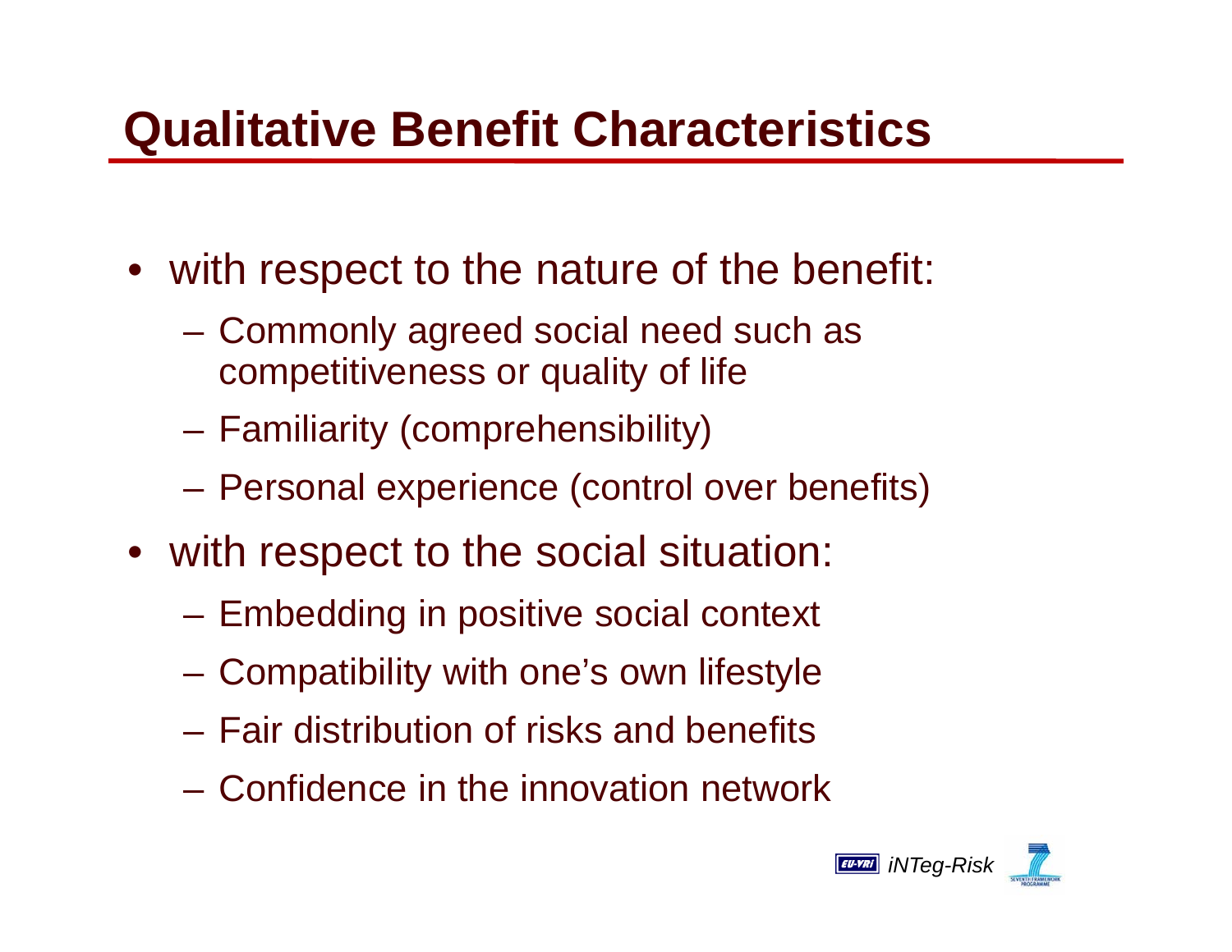# Qualitative Benefit Characteristics

- with respect to the nature of the benefit:
  - Commonly agreed social need such as competitiveness or quality of life
  - Familiarity (comprehensibility)
  - Personal experience (control over benefits)
- with respect to the social situation:
  - Embedding in positive social context
  - Compatibility with one's own lifestyle
  - Fair distribution of risks and benefits
  - Confidence in the innovation network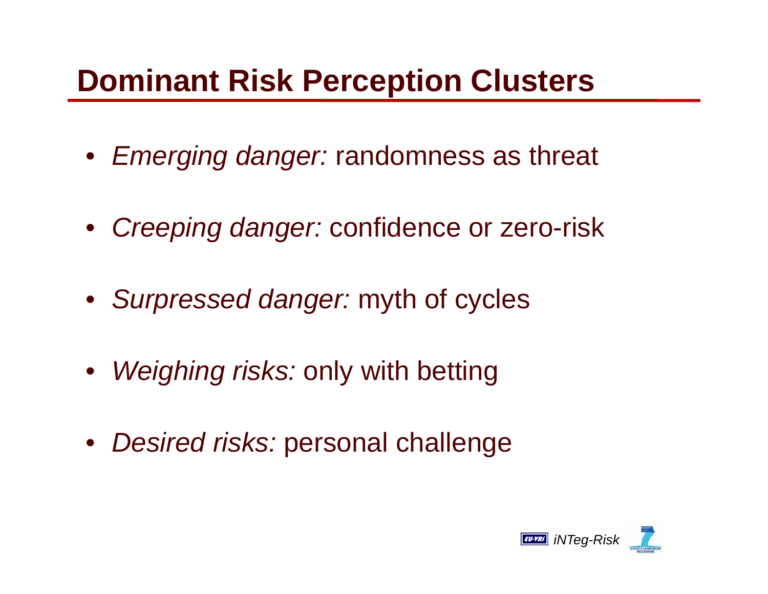# Dominant Risk Perception Clusters

- *Emerging danger:* randomness as threat
- *Creeping danger:* confidence or zero-risk
- *Surpressed danger:* myth of cycles
- *Weighing risks:* only with betting
- *Desired risks:* personal challenge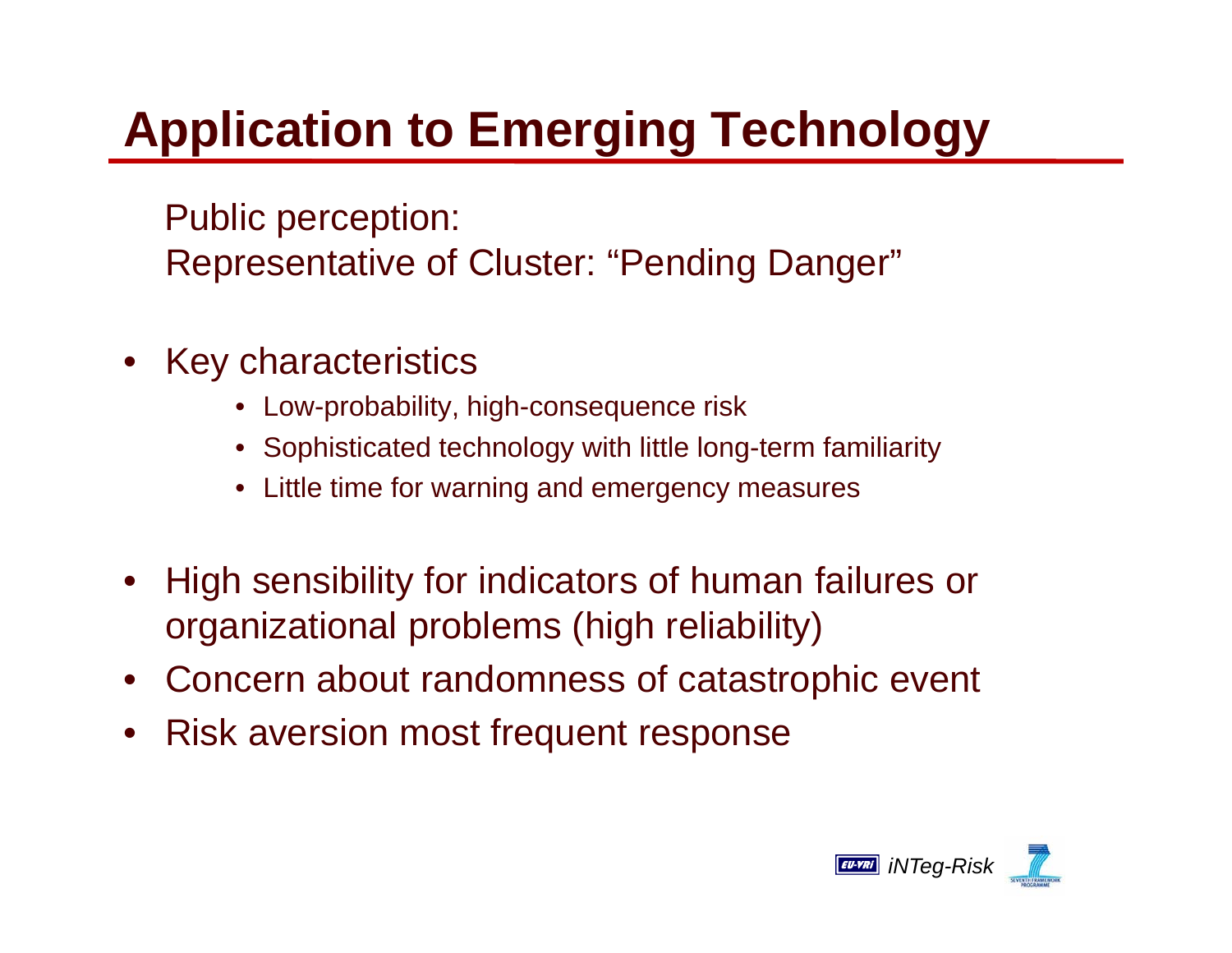# Application to Emerging Technology

Public perception:
Representative of Cluster: "Pending Danger"

- Key characteristics
  - Low-probability, high-consequence risk
  - Sophisticated technology with little long-term familiarity
  - Little time for warning and emergency measures
- High sensibility for indicators of human failures or organizational problems (high reliability)
- Concern about randomness of catastrophic event
- Risk aversion most frequent response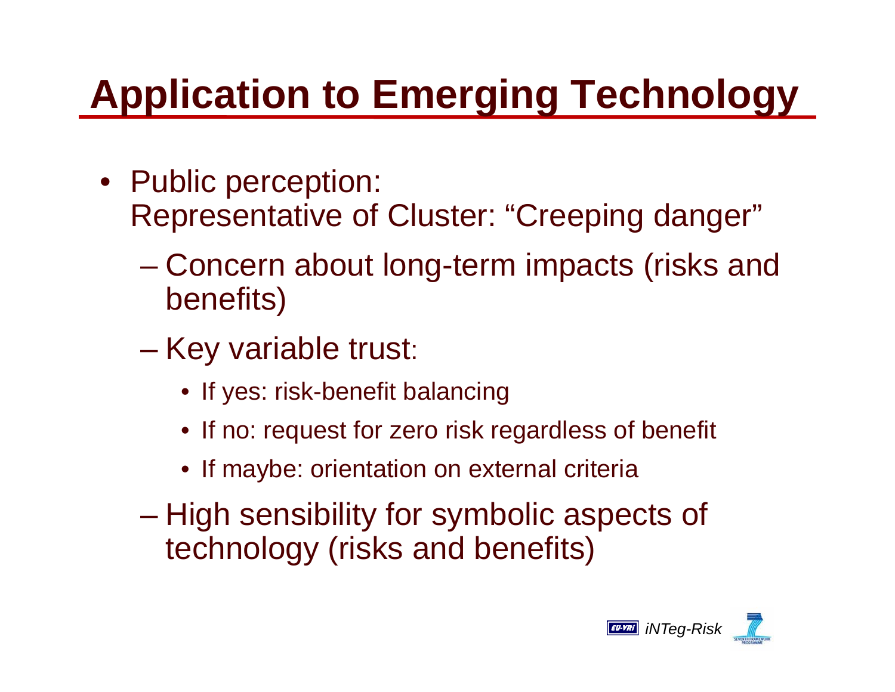# Application to Emerging Technology

- Public perception:
  Representative of Cluster: "Creeping danger"
  - Concern about long-term impacts (risks and benefits)
  - Key variable trust:
    - If yes: risk-benefit balancing
    - If no: request for zero risk regardless of benefit
    - If maybe: orientation on external criteria
  - High sensibility for symbolic aspects of technology (risks and benefits)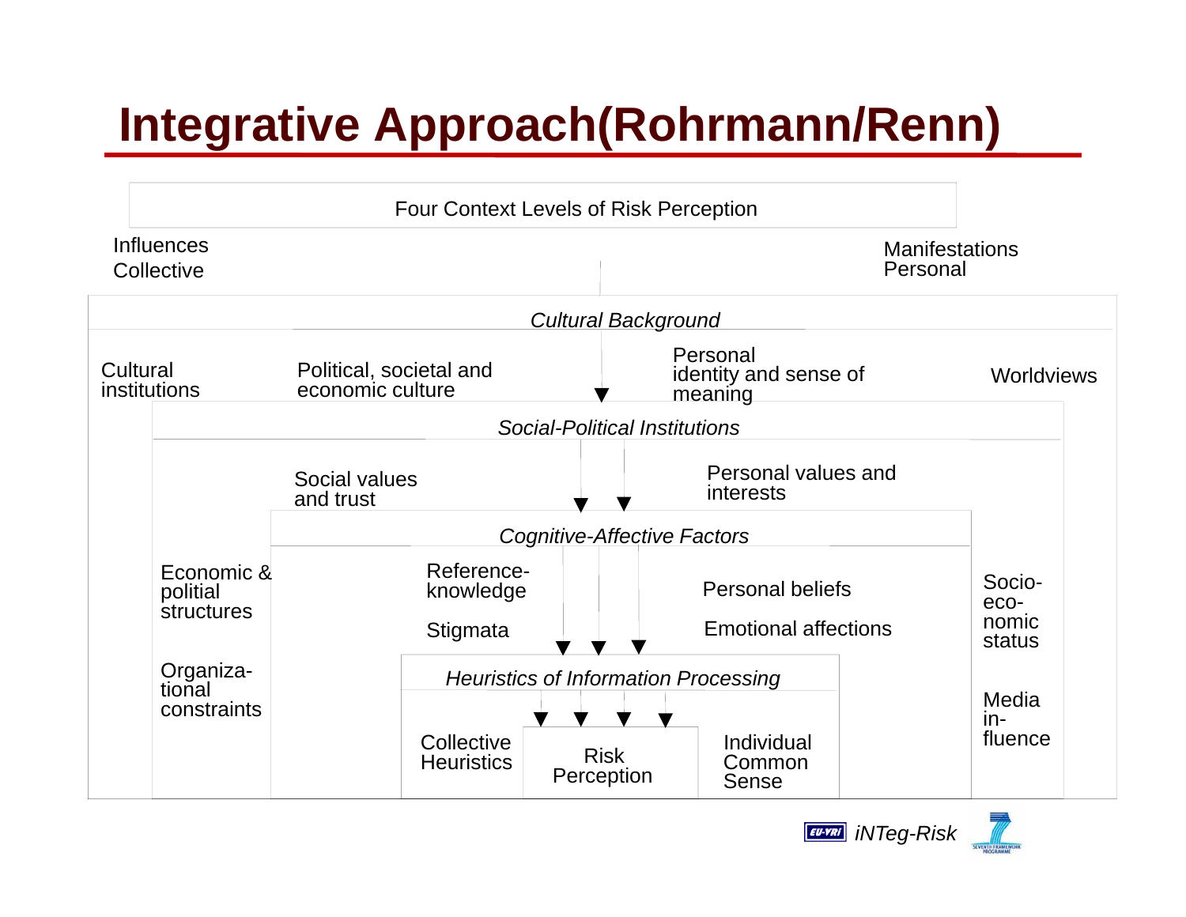# Integrative Approach(Rohrmann/Renn)

Four Context Levels of Risk Perception

Influences
Collective

Manifestations
Personal

*Cultural Background*

Cultural institutions

Political, societal and economic culture

Personal identity and sense of meaning

Worldviews

*Social-Political Institutions*

Social values and trust

Personal values and interests

*Cognitive-Affective Factors*

Economic & politial structures

Reference-knowledge

Stigmata

Personal beliefs

Emotional affections

Socio-eco-nomic status

Organiza-tional constraints

*Heuristics of Information Processing*

Media in-fluence

Collective Heuristics

Risk Perception

Individual Common Sense

iNTeg-Risk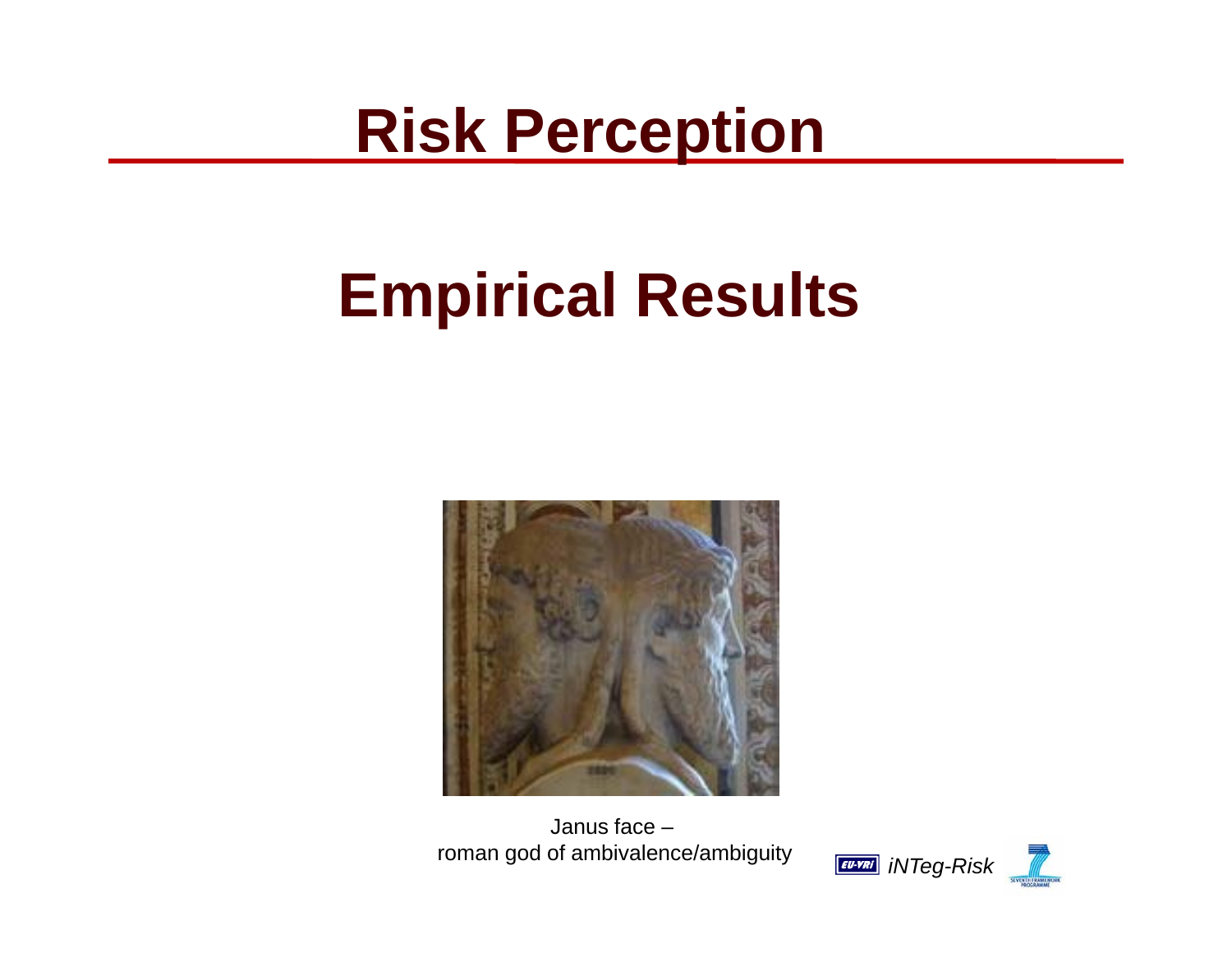# Risk Perception

## Empirical Results

Janus face –
roman god of ambivalence/ambiguity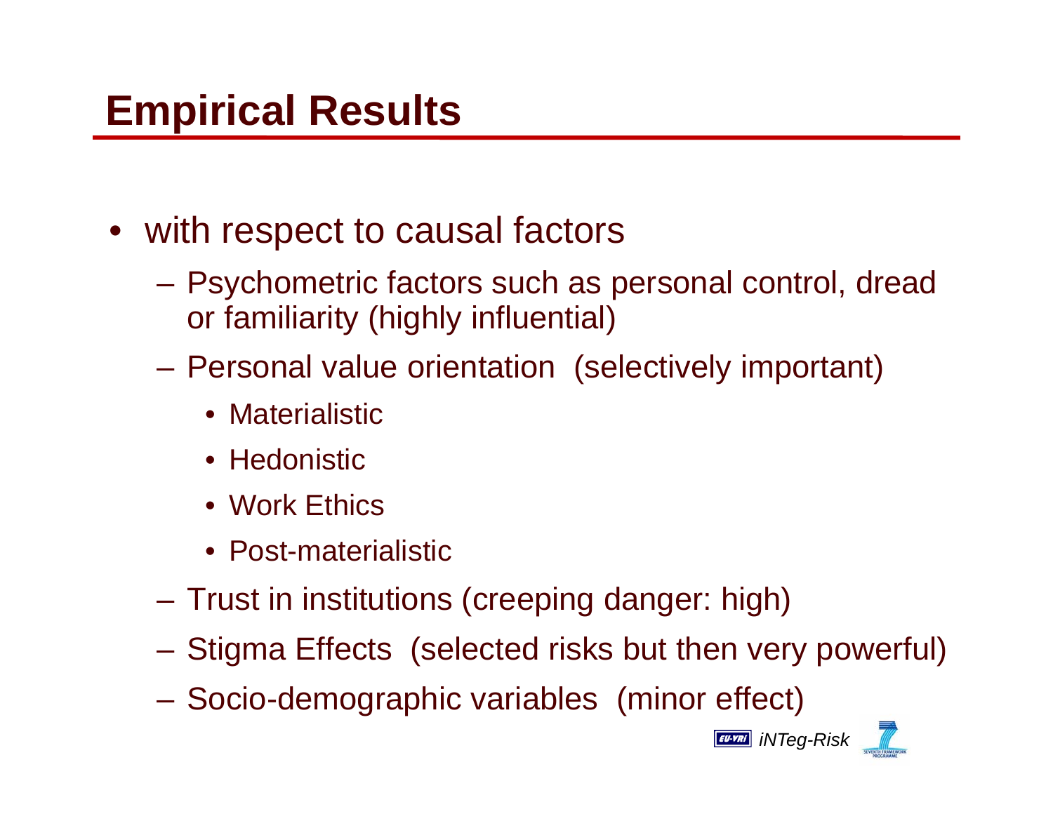# Empirical Results

- with respect to causal factors
  - Psychometric factors such as personal control, dread or familiarity (highly influential)
  - Personal value orientation (selectively important)
    - Materialistic
    - Hedonistic
    - Work Ethics
    - Post-materialistic
  - Trust in institutions (creeping danger: high)
  - Stigma Effects (selected risks but then very powerful)
  - Socio-demographic variables (minor effect)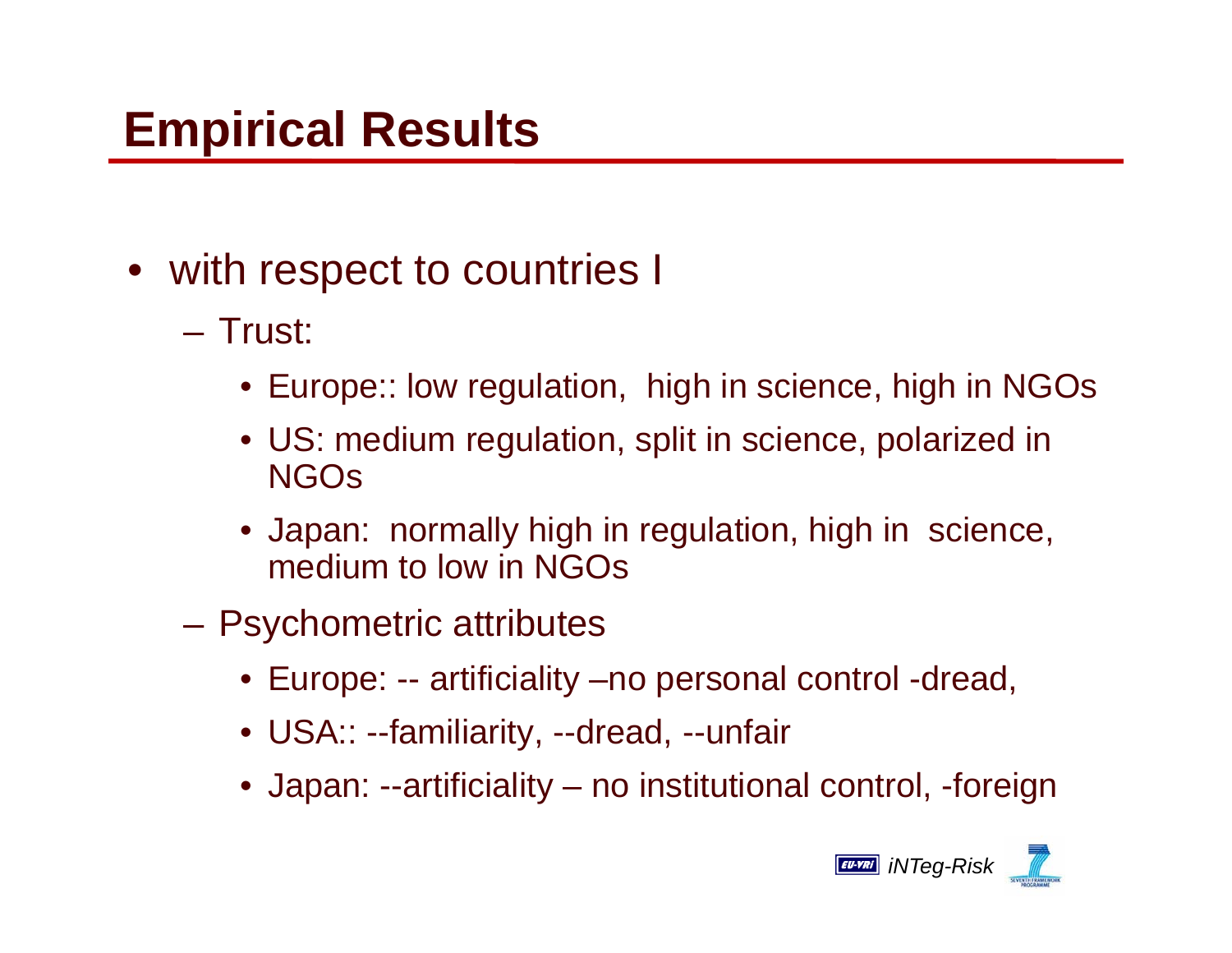# Empirical Results

- with respect to countries I
  - Trust:
    - Europe:: low regulation,  high in science, high in NGOs
    - US: medium regulation, split in science, polarized in NGOs
    - Japan:  normally high in regulation, high in  science, medium to low in NGOs
  - Psychometric attributes
    - Europe: -- artificiality –no personal control -dread,
    - USA:: --familiarity, --dread, --unfair
    - Japan: --artificiality – no institutional control, -foreign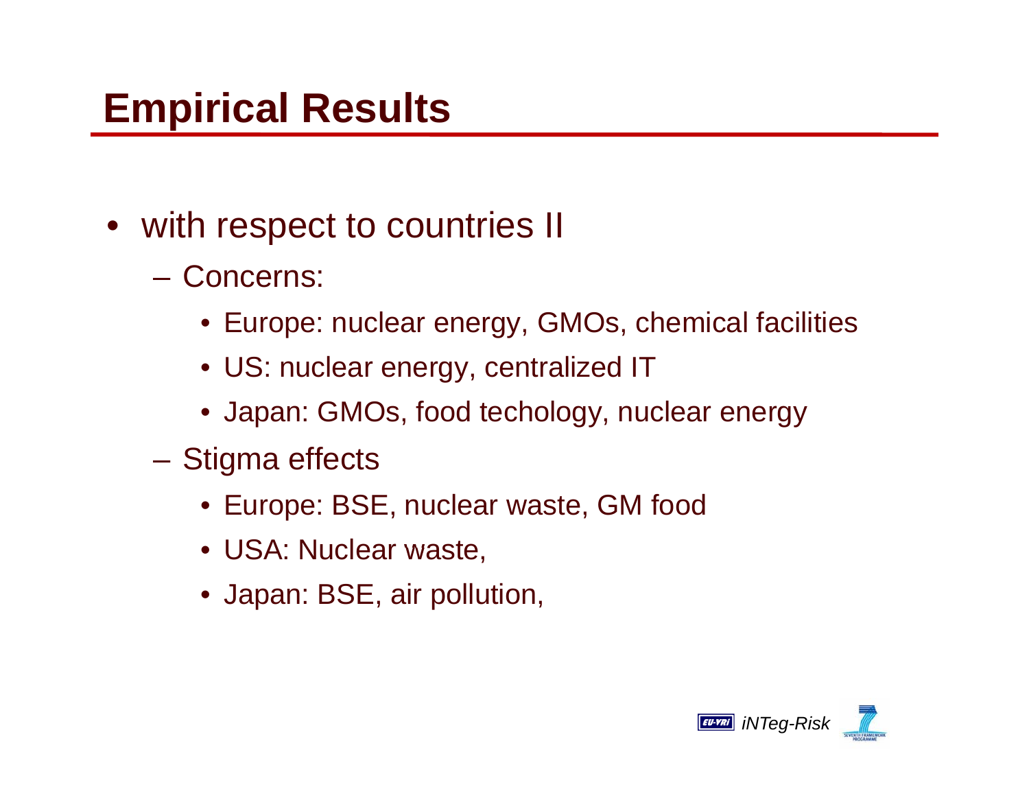# Empirical Results

- with respect to countries II
  - Concerns:
    - Europe: nuclear energy, GMOs, chemical facilities
    - US: nuclear energy, centralized IT
    - Japan: GMOs, food techology, nuclear energy
  - Stigma effects
    - Europe: BSE, nuclear waste, GM food
    - USA: Nuclear waste,
    - Japan: BSE, air pollution,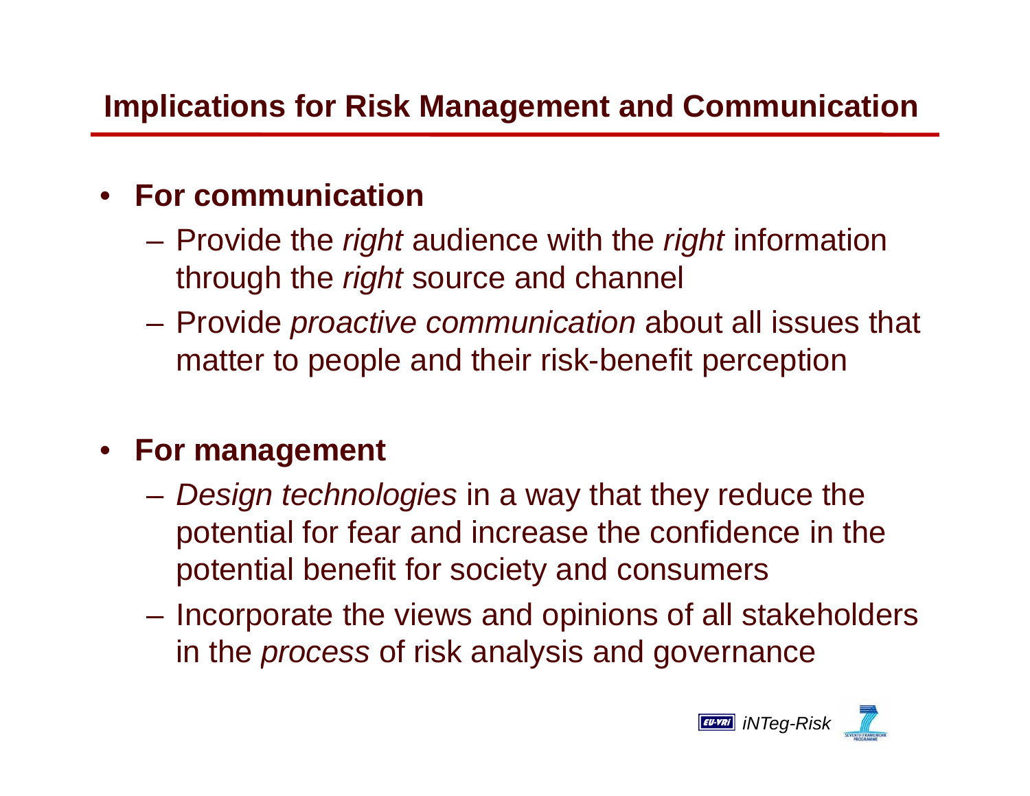## Implications for Risk Management and Communication

- **For communication**
  - Provide the *right* audience with the *right* information through the *right* source and channel
  - Provide *proactive communication* about all issues that matter to people and their risk-benefit perception
- **For management**
  - *Design technologies* in a way that they reduce the potential for fear and increase the confidence in the potential benefit for society and consumers
  - Incorporate the views and opinions of all stakeholders in the *process* of risk analysis and governance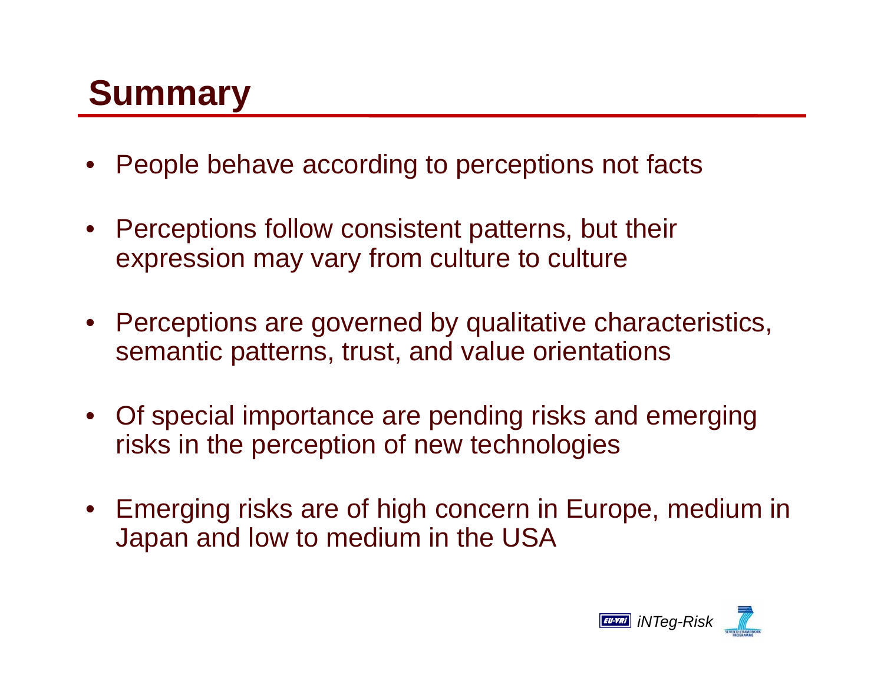# Summary

- People behave according to perceptions not facts
- Perceptions follow consistent patterns, but their expression may vary from culture to culture
- Perceptions are governed by qualitative characteristics, semantic patterns, trust, and value orientations
- Of special importance are pending risks and emerging risks in the perception of new technologies
- Emerging risks are of high concern in Europe, medium in Japan and low to medium in the USA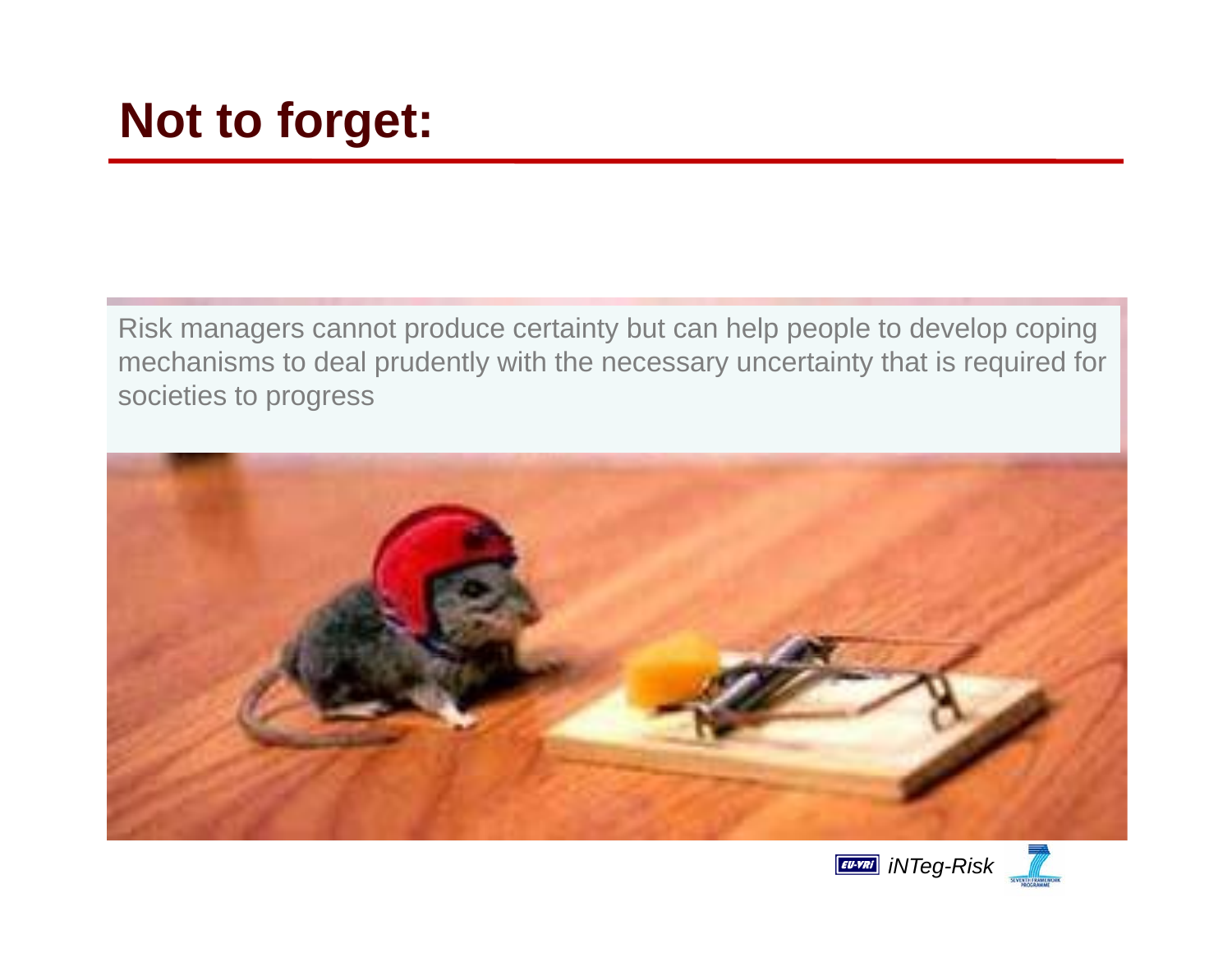# Not to forget:

Risk managers cannot produce certainty but can help people to develop coping mechanisms to deal prudently with the necessary uncertainty that is required for societies to progress